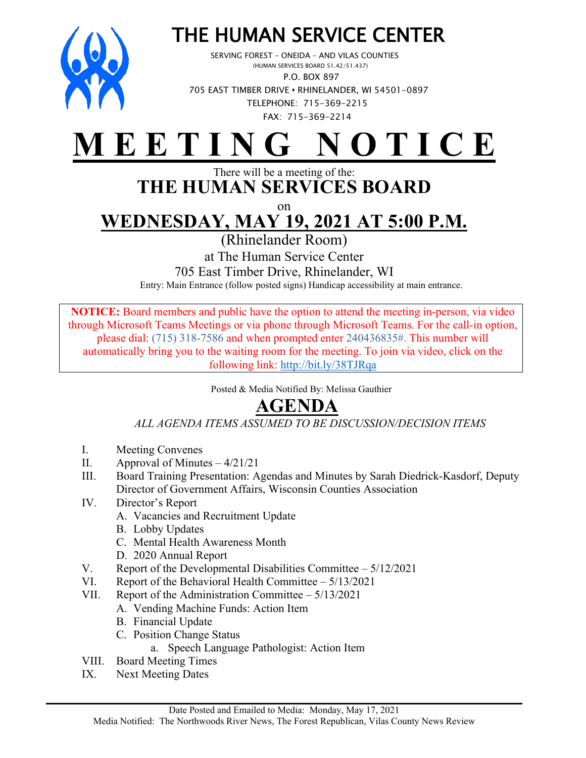# THE HUMAN SERVICE CENTER

SERVING FOREST – ONEIDA – AND VILAS COUNTIES
(HUMAN SERVICES BOARD 51.42/51.437)
P.O. BOX 897
705 EAST TIMBER DRIVE • RHINELANDER, WI 54501-0897
TELEPHONE: 715-369-2215
FAX: 715-369-2214

# MEETING NOTICE

There will be a meeting of the:

## THE HUMAN SERVICES BOARD

on

## WEDNESDAY, MAY 19, 2021 AT 5:00 P.M.

(Rhinelander Room)
at The Human Service Center
705 East Timber Drive, Rhinelander, WI
Entry: Main Entrance (follow posted signs) Handicap accessibility at main entrance.

**NOTICE:** Board members and public have the option to attend the meeting in-person, via video through Microsoft Teams Meetings or via phone through Microsoft Teams. For the call-in option, please dial: (715) 318-7586 and when prompted enter 240436835#. This number will automatically bring you to the waiting room for the meeting. To join via video, click on the following link: http://bit.ly/38TJRqa

Posted & Media Notified By: Melissa Gauthier

## AGENDA

*ALL AGENDA ITEMS ASSUMED TO BE DISCUSSION/DECISION ITEMS*

I. Meeting Convenes
II. Approval of Minutes – 4/21/21
III. Board Training Presentation: Agendas and Minutes by Sarah Diedrick-Kasdorf, Deputy Director of Government Affairs, Wisconsin Counties Association
IV. Director's Report
  A. Vacancies and Recruitment Update
  B. Lobby Updates
  C. Mental Health Awareness Month
  D. 2020 Annual Report
V. Report of the Developmental Disabilities Committee – 5/12/2021
VI. Report of the Behavioral Health Committee – 5/13/2021
VII. Report of the Administration Committee – 5/13/2021
  A. Vending Machine Funds: Action Item
  B. Financial Update
  C. Position Change Status
    a. Speech Language Pathologist: Action Item
VIII. Board Meeting Times
IX. Next Meeting Dates

---

Date Posted and Emailed to Media: Monday, May 17, 2021
Media Notified: The Northwoods River News, The Forest Republican, Vilas County News Review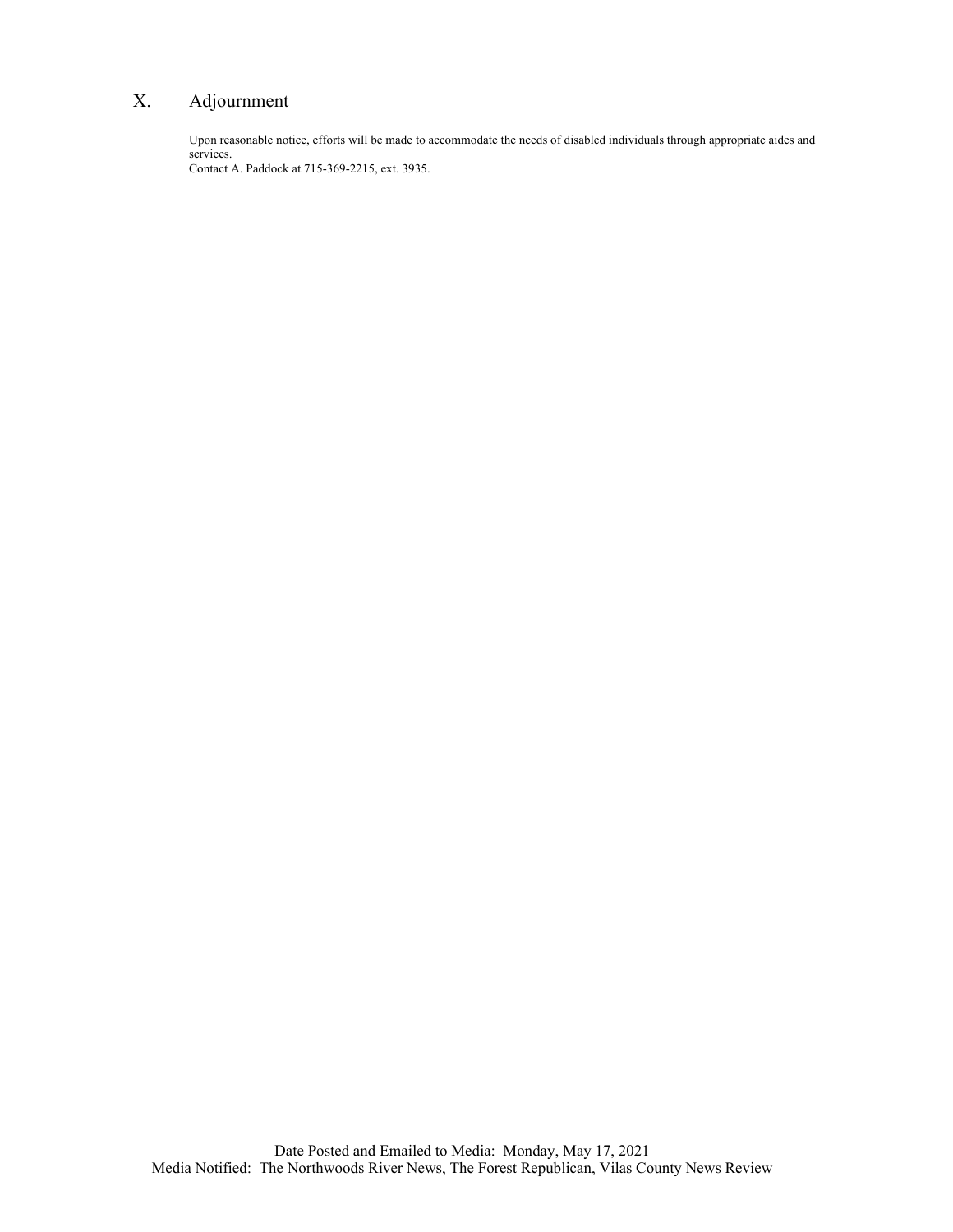## X. Adjournment

Upon reasonable notice, efforts will be made to accommodate the needs of disabled individuals through appropriate aides and services.
Contact A. Paddock at 715-369-2215, ext. 3935.

Date Posted and Emailed to Media: Monday, May 17, 2021
Media Notified: The Northwoods River News, The Forest Republican, Vilas County News Review